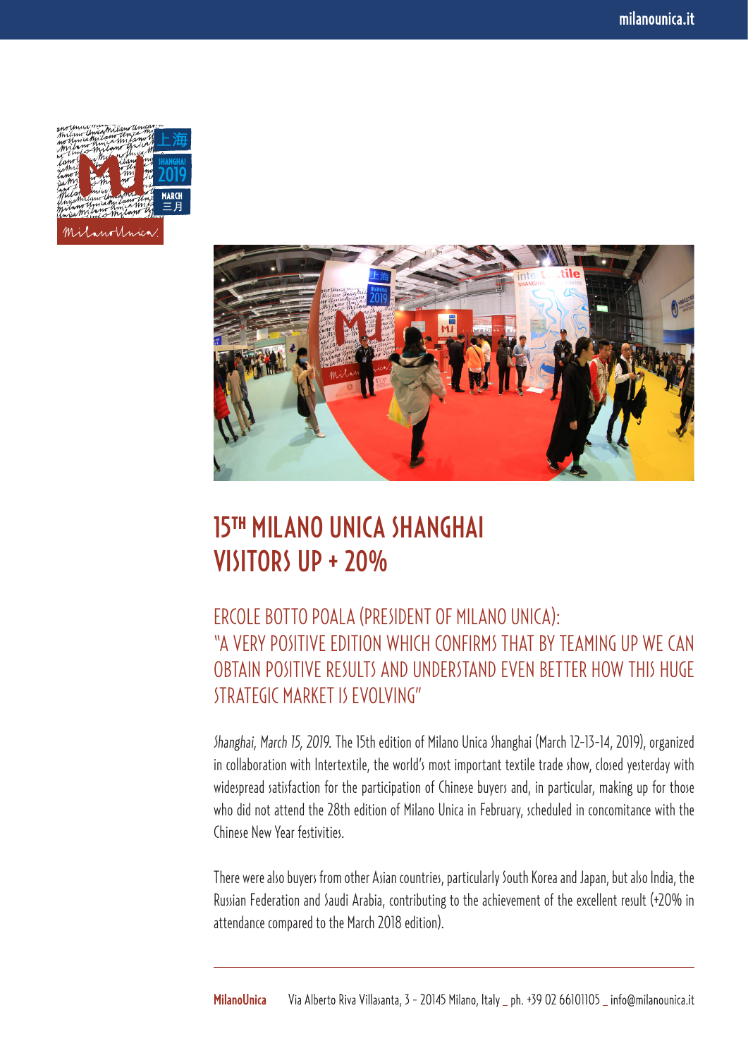# 15[TH] MILANO UNICA SHANGHAI VISITORS UP + 20%

## ERCOLE BOTTO POALA (PRESIDENT OF MILANO UNICA): "A VERY POSITIVE EDITION WHICH CONFIRMS THAT BY TEAMING UP WE CAN OBTAIN POSITIVE RESULTS AND UNDERSTAND EVEN BETTER HOW THIS HUGE STRATEGIC MARKET IS EVOLVING"

*Shanghai, March 15, 2019.* The 15th edition of Milano Unica Shanghai (March 12-13-14, 2019), organized in collaboration with Intertextile, the world's most important textile trade show, closed yesterday with widespread satisfaction for the participation of Chinese buyers and, in particular, making up for those who did not attend the 28th edition of Milano Unica in February, scheduled in concomitance with the Chinese New Year festivities.

There were also buyers from other Asian countries, particularly South Korea and Japan, but also India, the Russian Federation and Saudi Arabia, contributing to the achievement of the excellent result (+20% in attendance compared to the March 2018 edition).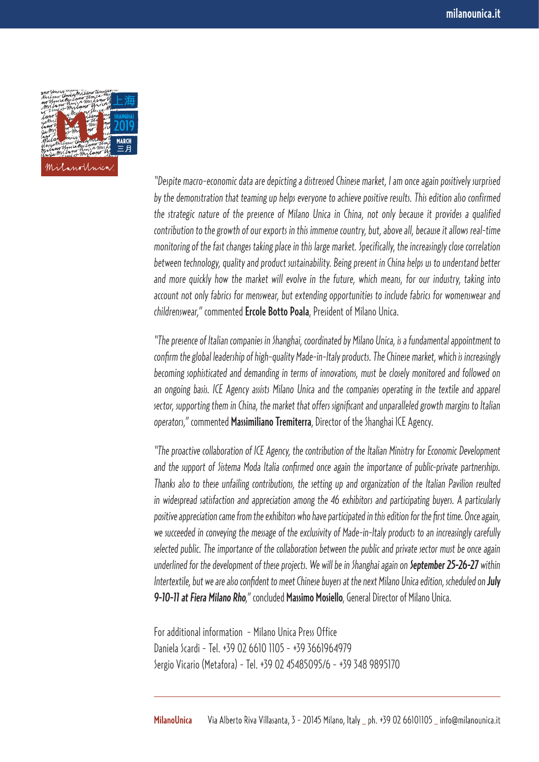*"Despite macro-economic data are depicting a distressed Chinese market, I am once again positively surprised by the demonstration that teaming up helps everyone to achieve positive results. This edition also confirmed the strategic nature of the presence of Milano Unica in China, not only because it provides a qualified contribution to the growth of our exports in this immense country, but, above all, because it allows real-time monitoring of the fast changes taking place in this large market. Specifically, the increasingly close correlation between technology, quality and product sustainability. Being present in China helps us to understand better and more quickly how the market will evolve in the future, which means, for our industry, taking into account not only fabrics for menswear, but extending opportunities to include fabrics for womenswear and childrenswear,"* commented **Ercole Botto Poala**, President of Milano Unica.

*"The presence of Italian companies in Shanghai, coordinated by Milano Unica, is a fundamental appointment to confirm the global leadership of high-quality Made-in-Italy products. The Chinese market, which is increasingly becoming sophisticated and demanding in terms of innovations, must be closely monitored and followed on an ongoing basis. ICE Agency assists Milano Unica and the companies operating in the textile and apparel sector, supporting them in China, the market that offers significant and unparalleled growth margins to Italian operators,"* commented **Massimiliano Tremiterra**, Director of the Shanghai ICE Agency.

*"The proactive collaboration of ICE Agency, the contribution of the Italian Ministry for Economic Development and the support of Sistema Moda Italia confirmed once again the importance of public-private partnerships. Thanks also to these unfailing contributions, the setting up and organization of the Italian Pavilion resulted in widespread satisfaction and appreciation among the 46 exhibitors and participating buyers. A particularly positive appreciation came from the exhibitors who have participated in this edition for the first time. Once again, we succeeded in conveying the message of the exclusivity of Made-in-Italy products to an increasingly carefully selected public. The importance of the collaboration between the public and private sector must be once again underlined for the development of these projects. We will be in Shanghai again on* ***September 25-26-27*** *within Intertextile, but we are also confident to meet Chinese buyers at the next Milano Unica edition, scheduled on* ***July 9-10-11 at Fiera Milano Rho****,"* concluded **Massimo Mosiello**, General Director of Milano Unica.

For additional information - Milano Unica Press Office
Daniela Scardi - Tel. +39 02 6610 1105 - +39 3661964979
Sergio Vicario (Metafora) - Tel. +39 02 45485095/6 - +39 348 9895170